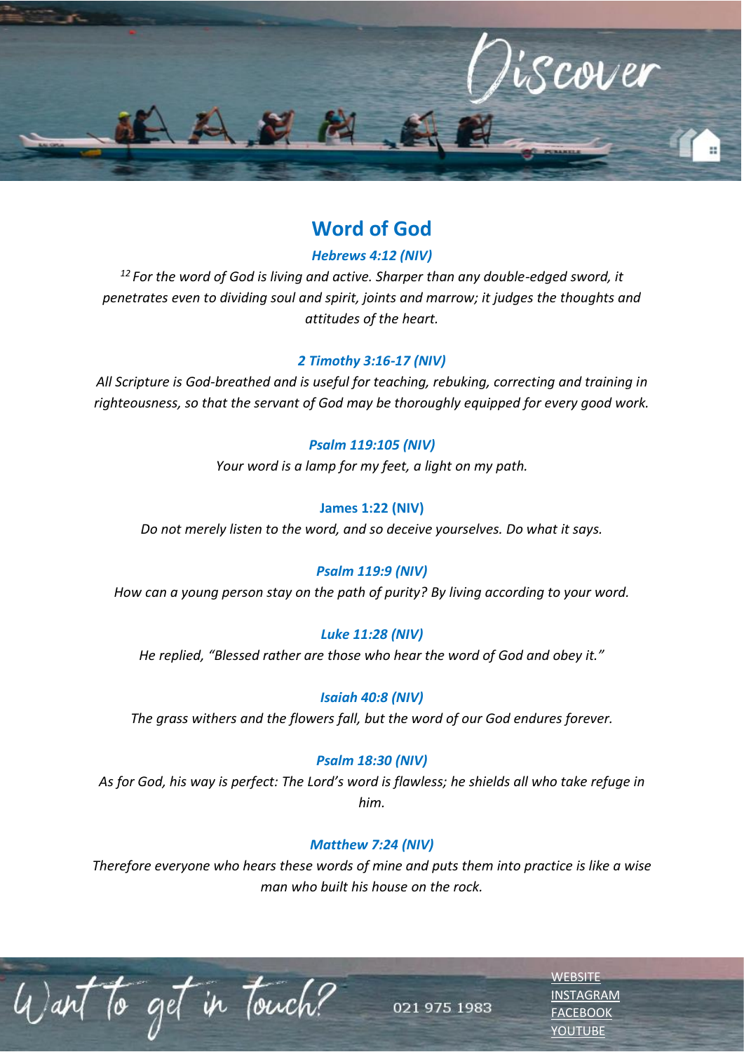Discover

## Word of God

***Hebrews 4:12 (NIV)***

*[12] For the word of God is living and active. Sharper than any double-edged sword, it penetrates even to dividing soul and spirit, joints and marrow; it judges the thoughts and attitudes of the heart.*

***2 Timothy 3:16-17 (NIV)***

*All Scripture is God-breathed and is useful for teaching, rebuking, correcting and training in righteousness, so that the servant of God may be thoroughly equipped for every good work.*

***Psalm 119:105 (NIV)***

*Your word is a lamp for my feet, a light on my path.*

**James 1:22 (NIV)**

*Do not merely listen to the word, and so deceive yourselves. Do what it says.*

***Psalm 119:9 (NIV)***

*How can a young person stay on the path of purity? By living according to your word.*

***Luke 11:28 (NIV)***

*He replied, "Blessed rather are those who hear the word of God and obey it."*

***Isaiah 40:8 (NIV)***

*The grass withers and the flowers fall, but the word of our God endures forever.*

***Psalm 18:30 (NIV)***

*As for God, his way is perfect: The Lord's word is flawless; he shields all who take refuge in him.*

***Matthew 7:24 (NIV)***

*Therefore everyone who hears these words of mine and puts them into practice is like a wise man who built his house on the rock.*

Want to get in touch?

021 975 1983

WEBSITE
INSTAGRAM
FACEBOOK
YOUTUBE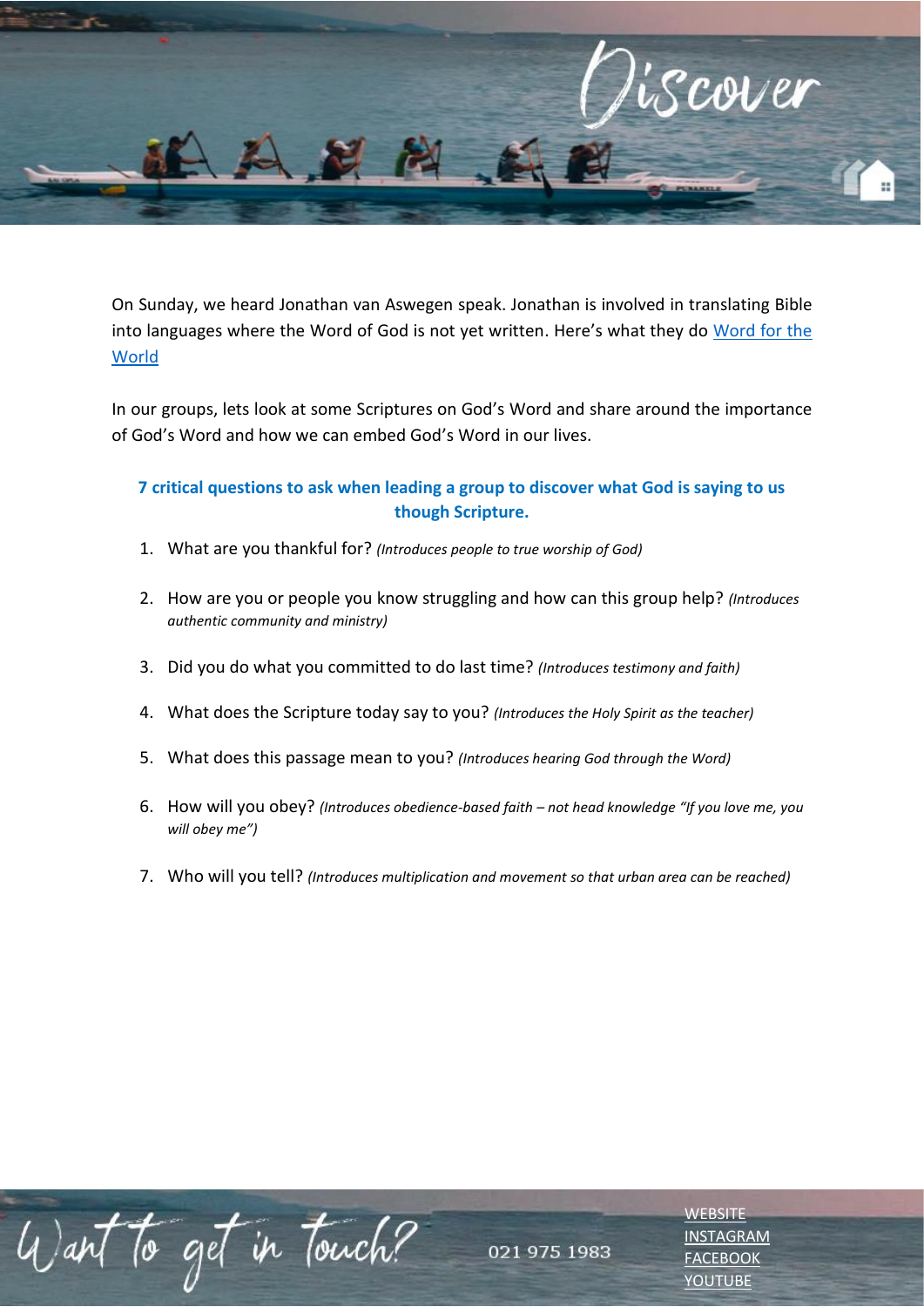# Discover

On Sunday, we heard Jonathan van Aswegen speak. Jonathan is involved in translating Bible into languages where the Word of God is not yet written. Here's what they do [Word for the World]

In our groups, lets look at some Scriptures on God's Word and share around the importance of God's Word and how we can embed God's Word in our lives.

**7 critical questions to ask when leading a group to discover what God is saying to us though Scripture.**

1. What are you thankful for? *(Introduces people to true worship of God)*
2. How are you or people you know struggling and how can this group help? *(Introduces authentic community and ministry)*
3. Did you do what you committed to do last time? *(Introduces testimony and faith)*
4. What does the Scripture today say to you? *(Introduces the Holy Spirit as the teacher)*
5. What does this passage mean to you? *(Introduces hearing God through the Word)*
6. How will you obey? *(Introduces obedience-based faith – not head knowledge "If you love me, you will obey me")*
7. Who will you tell? *(Introduces multiplication and movement so that urban area can be reached)*

Want to get in touch?

021 975 1983

WEBSITE
INSTAGRAM
FACEBOOK
YOUTUBE